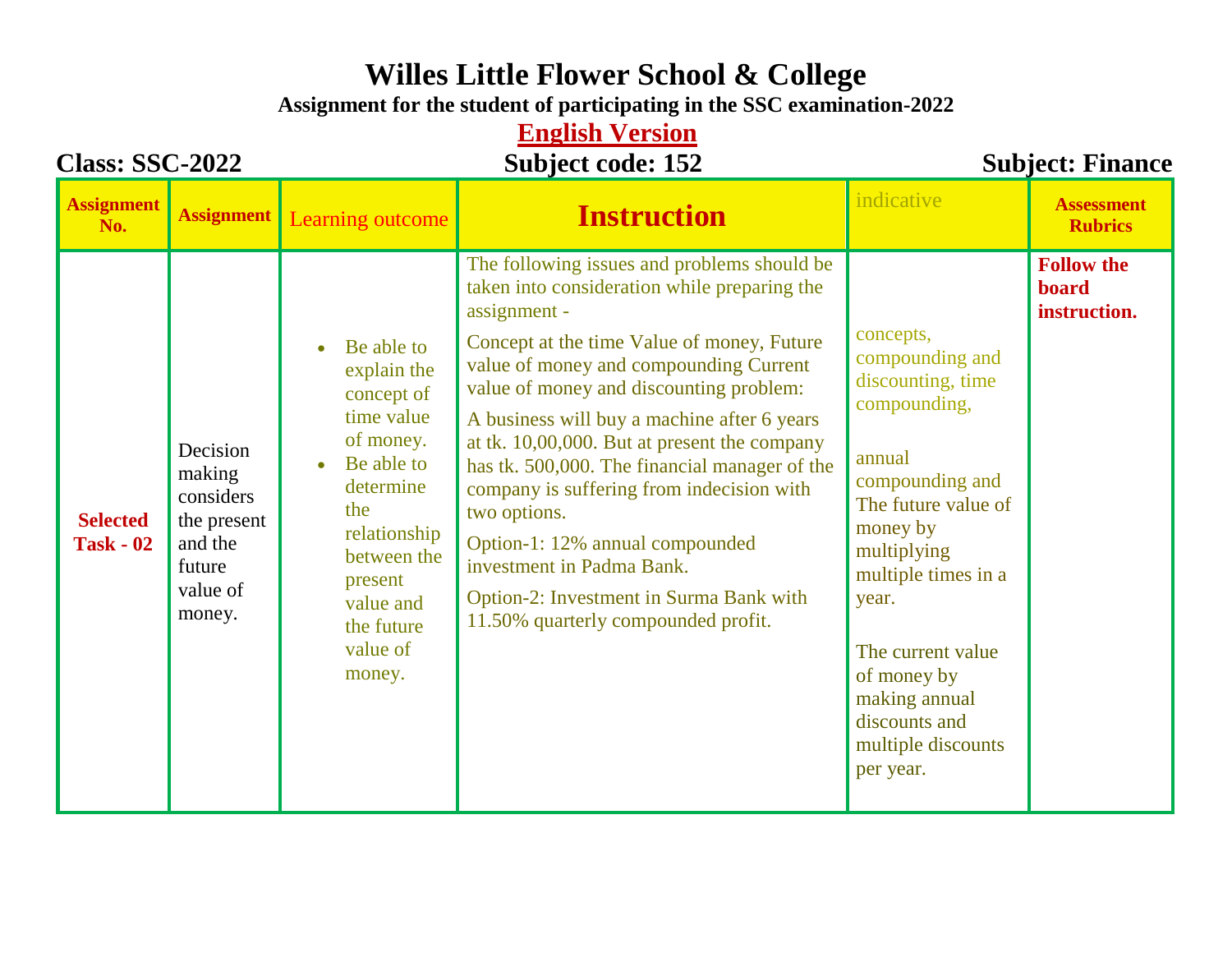# Willes Little Flower School & College

**Assignment for the student of participating in the SSC examination-2022**

**English Version**

**Class: SSC-2022** | **Subject code: 152** | **Subject: Finance**

| Assignment No. | Assignment | Learning outcome | Instruction | indicative | Assessment Rubrics |
|---|---|---|---|---|---|
| **Selected Task - 02** | Decision making considers the present and the future value of money. | • Be able to explain the concept of time value of money.<br>• Be able to determine the relationship between the present value and the future value of money. | The following issues and problems should be taken into consideration while preparing the assignment -<br><br>Concept at the time Value of money, Future value of money and compounding Current value of money and discounting problem:<br><br>A business will buy a machine after 6 years at tk. 10,00,000. But at present the company has tk. 500,000. The financial manager of the company is suffering from indecision with two options.<br><br>Option-1: 12% annual compounded investment in Padma Bank.<br><br>Option-2: Investment in Surma Bank with 11.50% quarterly compounded profit. | concepts, compounding and discounting, time compounding,<br><br>annual compounding and The future value of money by multiplying multiple times in a year.<br><br>The current value of money by making annual discounts and multiple discounts per year. | **Follow the board instruction.** |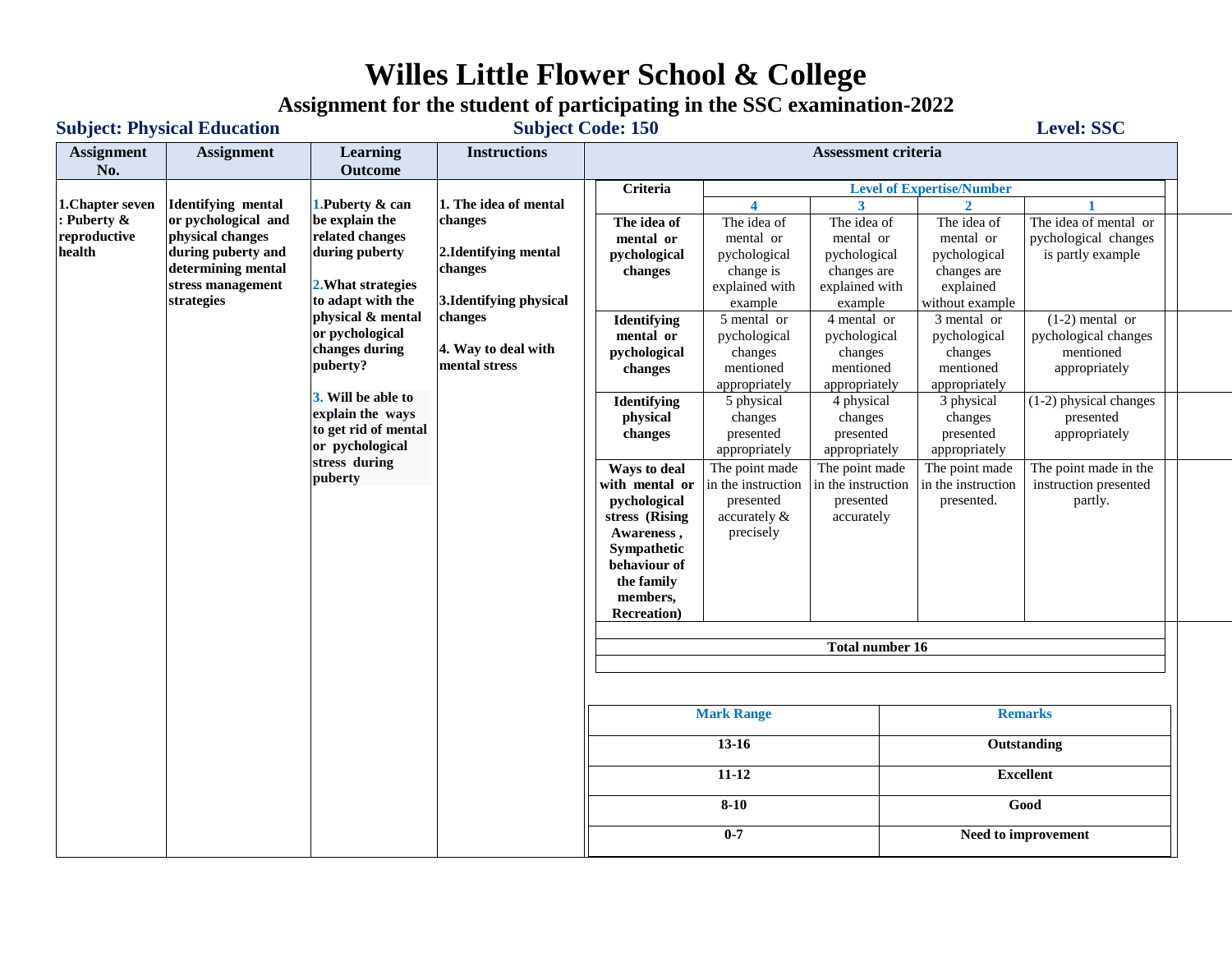# Willes Little Flower School & College

## Assignment for the student of participating in the SSC examination-2022

**Subject: Physical Education** | **Subject Code: 150** | **Level: SSC**

| Assignment No. | Assignment | Learning Outcome | Instructions |
|---|---|---|---|
| **1.Chapter seven : Puberty & reproductive health** | **Identifying mental or pychological and physical changes during puberty and determining mental stress management strategies** | **1.Puberty & can be explain the related changes during puberty**<br><br>**2.What strategies to adapt with the physical & mental or pychological changes during puberty?**<br><br>**3. Will be able to explain the ways to get rid of mental or pychological stress during puberty** | **1. The idea of mental changes**<br><br>**2.Identifying mental changes**<br><br>**3.Identifying physical changes**<br><br>**4. Way to deal with mental stress** |

**Assessment criteria**

| Criteria | Level of Expertise/Number | | | |
|---|---|---|---|---|
| | **4** | **3** | **2** | **1** |
| **The idea of mental or pychological changes** | The idea of mental or pychological change is explained with example | The idea of mental or pychological changes are explained with example | The idea of mental or pychological changes are explained without example | The idea of mental or pychological changes is partly example |
| **Identifying mental or pychological changes** | 5 mental or pychological changes mentioned appropriately | 4 mental or pychological changes mentioned appropriately | 3 mental or pychological changes mentioned appropriately | (1-2) mental or pychological changes mentioned appropriately |
| **Identifying physical changes** | 5 physical changes presented appropriately | 4 physical changes presented appropriately | 3 physical changes presented appropriately | (1-2) physical changes presented appropriately |
| **Ways to deal with mental or pychological stress (Rising Awareness , Sympathetic behaviour of the family members, Recreation)** | The point made in the instruction presented accurately & precisely | The point made in the instruction presented accurately | The point made in the instruction presented. | The point made in the instruction presented partly. |
| | | | | |
| **Total number 16** | | | | |

| Mark Range | Remarks |
|---|---|
| **13-16** | **Outstanding** |
| **11-12** | **Excellent** |
| **8-10** | **Good** |
| **0-7** | **Need to improvement** |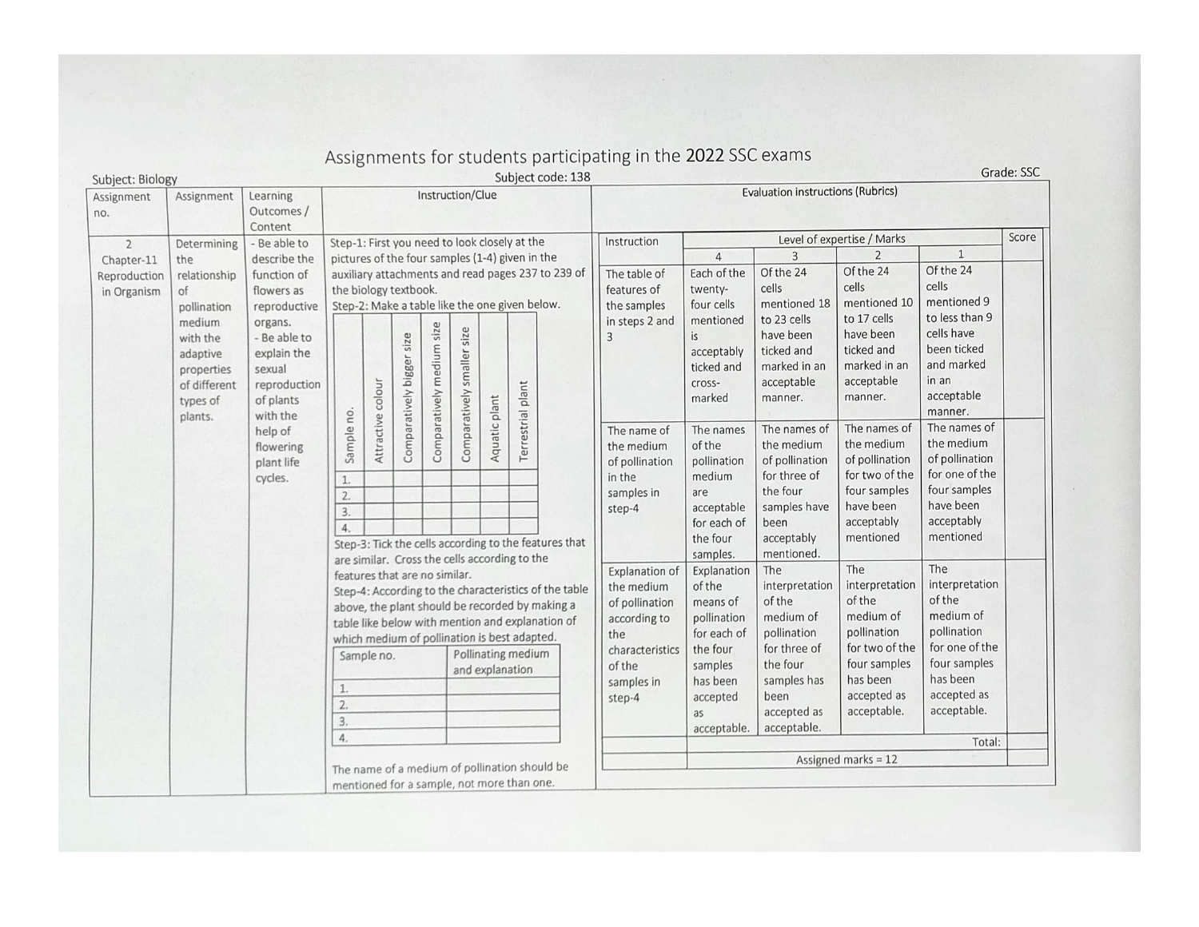# Assignments for students participating in the 2022 SSC exams

Subject: Biology

Subject code: 138

Grade: SSC

| Assignment no. | Assignment | Learning Outcomes / Content | Instruction/Clue |
|---|---|---|---|
| 2 Chapter-11 Reproduction in Organism | Determining the relationship of pollination medium with the adaptive properties of different types of plants. | - Be able to describe the function of flowers as reproductive organs. - Be able to explain the sexual reproduction of plants with the help of flowering plant life cycles. | See below |

**Instruction/Clue**

Step-1: First you need to look closely at the pictures of the four samples (1-4) given in the auxiliary attachments and read pages 237 to 239 of the biology textbook.

Step-2: Make a table like the one given below.

| Sample no. | Attractive colour | Comparatively bigger size | Comparatively medium size | Comparatively smaller size | Aquatic plant | Terrestrial plant |
|---|---|---|---|---|---|---|
| 1. | | | | | | |
| 2. | | | | | | |
| 3. | | | | | | |
| 4. | | | | | | |

Step-3: Tick the cells according to the features that are similar. Cross the cells according to the features that are no similar.

Step-4: According to the characteristics of the table above, the plant should be recorded by making a table like below with mention and explanation of which medium of pollination is best adapted.

| Sample no. | Pollinating medium and explanation |
|---|---|
| 1. | |
| 2. | |
| 3. | |
| 4. | |

The name of a medium of pollination should be mentioned for a sample, not more than one.

**Evaluation instructions (Rubrics)**

| Instruction | Level of expertise / Marks | | | | Score |
|---|---|---|---|---|---|
| | 4 | 3 | 2 | 1 | |
| The table of features of the samples in steps 2 and 3 | Each of the twenty-four cells mentioned is acceptably ticked and cross-marked | Of the 24 cells mentioned 18 to 23 cells have been ticked and marked in an acceptable manner. | Of the 24 cells mentioned 10 to 17 cells have been ticked and marked in an acceptable manner. | Of the 24 cells mentioned 9 to less than 9 cells have been ticked and marked in an acceptable manner. | |
| The name of the medium of pollination in the samples in step-4 | The names of the pollination medium are acceptable for each of the four samples. | The names of the medium of pollination for three of the four samples have been acceptably mentioned. | The names of the medium of pollination for two of the four samples have been acceptably mentioned | The names of the medium of pollination for one of the four samples have been acceptably mentioned | |
| Explanation of the medium of pollination according to the characteristics of the samples in step-4 | Explanation of the means of pollination for each of the four samples has been accepted as acceptable. | The interpretation of the medium of pollination for three of the four samples has been accepted as acceptable. | The interpretation of the medium of pollination for two of the four samples has been accepted as acceptable. | The interpretation of the medium of pollination for one of the four samples has been accepted as acceptable. | |
| | | | | Total: | |
| | Assigned marks = 12 | | | | |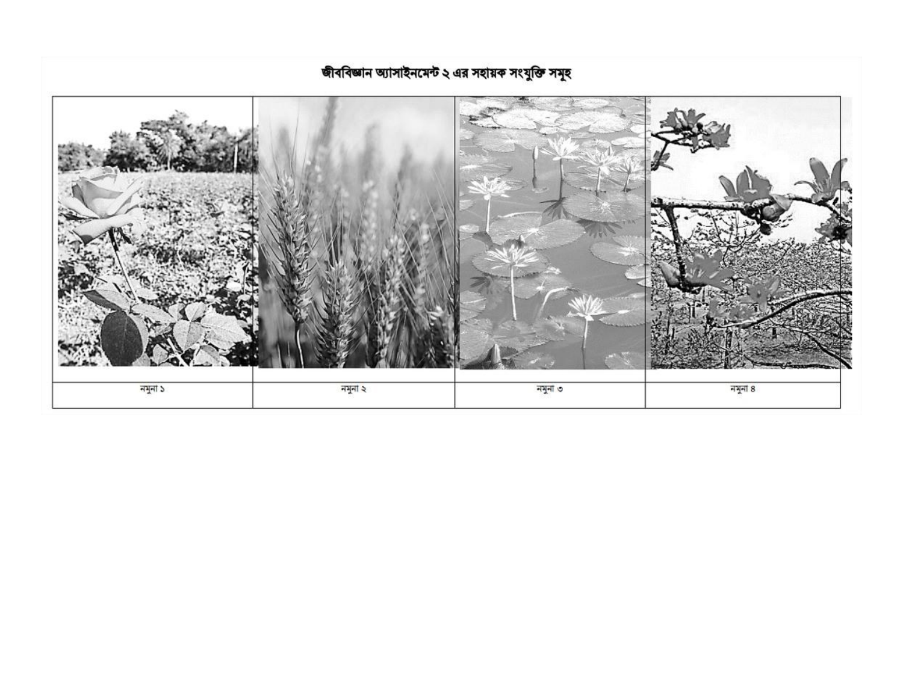# জীববিজ্ঞান অ্যাসাইনমেন্ট ২ এর সহায়ক সংযুক্তি সমূহ

| | | | |
|---|---|---|---|
| নমুনা ১ | নমুনা ২ | নমুনা ৩ | নমুনা ৪ |